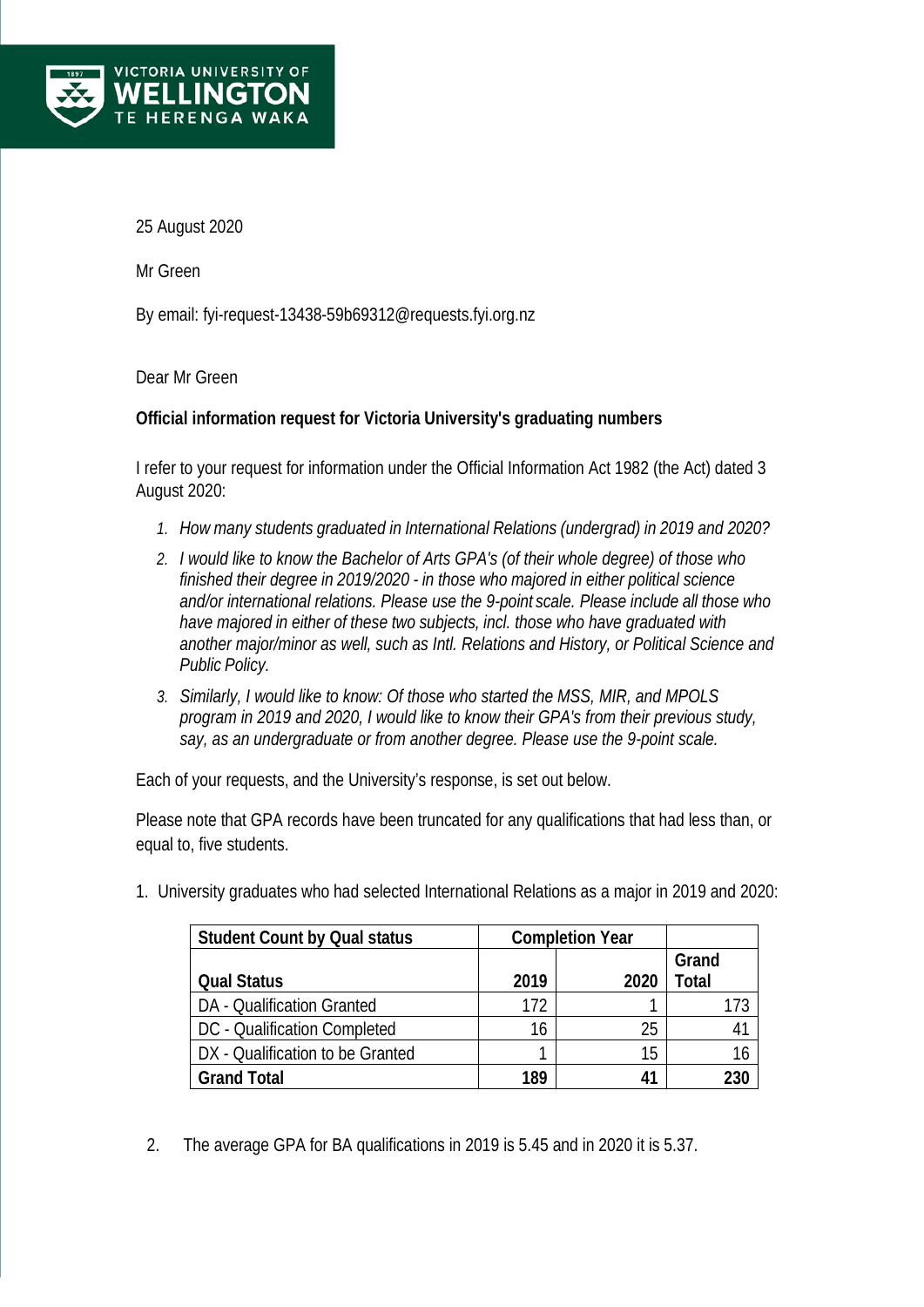VICTORIA UNIVERSITY OF WELLINGTON TE HERENGA WAKA

25 August 2020

Mr Green

By email: fyi-request-13438-59b69312@requests.fyi.org.nz

Dear Mr Green

**Official information request for Victoria University's graduating numbers**

I refer to your request for information under the Official Information Act 1982 (the Act) dated 3 August 2020:

1. *How many students graduated in International Relations (undergrad) in 2019 and 2020?*
2. *I would like to know the Bachelor of Arts GPA's (of their whole degree) of those who finished their degree in 2019/2020 - in those who majored in either political science and/or international relations. Please use the 9-point scale. Please include all those who have majored in either of these two subjects, incl. those who have graduated with another major/minor as well, such as Intl. Relations and History, or Political Science and Public Policy.*
3. *Similarly, I would like to know: Of those who started the MSS, MIR, and MPOLS program in 2019 and 2020, I would like to know their GPA's from their previous study, say, as an undergraduate or from another degree. Please use the 9-point scale.*

Each of your requests, and the University's response, is set out below.

Please note that GPA records have been truncated for any qualifications that had less than, or equal to, five students.

1. University graduates who had selected International Relations as a major in 2019 and 2020:

| **Student Count by Qual status** | **Completion Year** | | |
|---|---|---|---|
| **Qual Status** | **2019** | **2020** | **Grand Total** |
| DA - Qualification Granted | 172 | 1 | 173 |
| DC - Qualification Completed | 16 | 25 | 41 |
| DX - Qualification to be Granted | 1 | 15 | 16 |
| **Grand Total** | **189** | **41** | **230** |

2. The average GPA for BA qualifications in 2019 is 5.45 and in 2020 it is 5.37.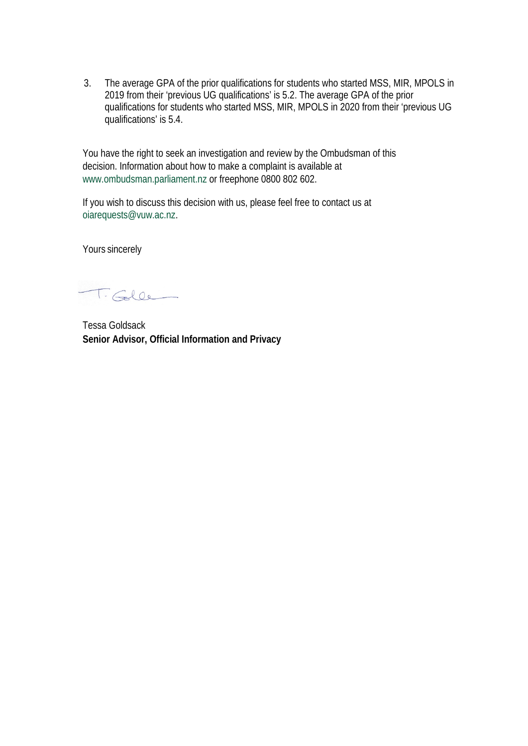3. The average GPA of the prior qualifications for students who started MSS, MIR, MPOLS in 2019 from their 'previous UG qualifications' is 5.2. The average GPA of the prior qualifications for students who started MSS, MIR, MPOLS in 2020 from their 'previous UG qualifications' is 5.4.

You have the right to seek an investigation and review by the Ombudsman of this decision. Information about how to make a complaint is available at www.ombudsman.parliament.nz or freephone 0800 802 602.

If you wish to discuss this decision with us, please feel free to contact us at oiarequests@vuw.ac.nz.

Yours sincerely

Tessa Goldsack
**Senior Advisor, Official Information and Privacy**